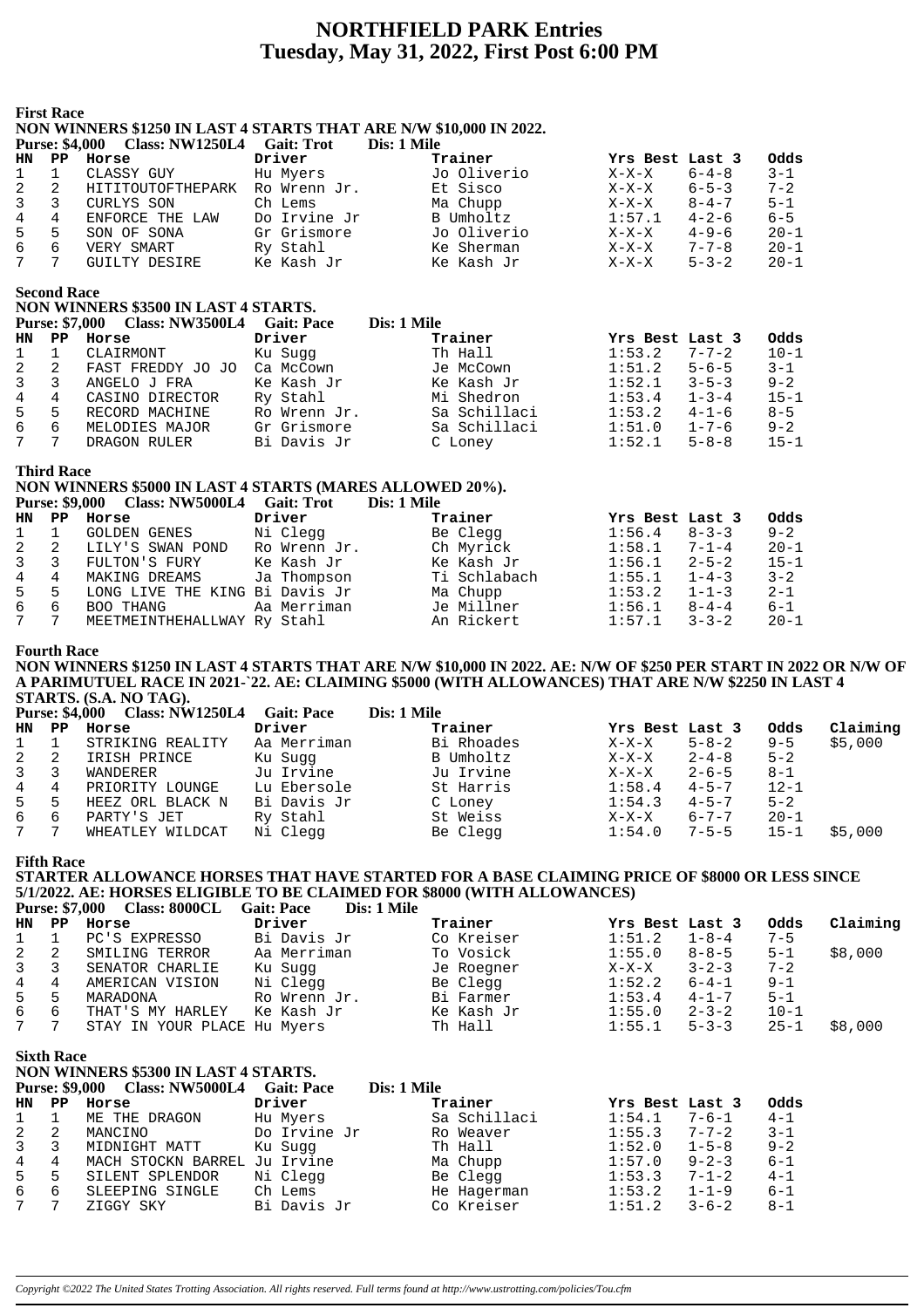# NORTHFIELD PARK Entries
# Tuesday, May 31, 2022, First Post 6:00 PM

## First Race

**NON WINNERS $1250 IN LAST 4 STARTS THAT ARE N/W $10,000 IN 2022.**

**Purse: $4,000 Class: NW1250L4 Gait: Trot Dis: 1 Mile**

| HN | PP | Horse | Driver | Trainer | Yrs Best | Last 3 | Odds |
|---|---|---|---|---|---|---|---|
| 1 | 1 | CLASSY GUY | Hu Myers | Jo Oliverio | X-X-X | 6-4-8 | 3-1 |
| 2 | 2 | HITITOUTOFTHEPARK | Ro Wrenn Jr. | Et Sisco | X-X-X | 6-5-3 | 7-2 |
| 3 | 3 | CURLYS SON | Ch Lems | Ma Chupp | X-X-X | 8-4-7 | 5-1 |
| 4 | 4 | ENFORCE THE LAW | Do Irvine Jr | B Umholtz | 1:57.1 | 4-2-6 | 6-5 |
| 5 | 5 | SON OF SONA | Gr Grismore | Jo Oliverio | X-X-X | 4-9-6 | 20-1 |
| 6 | 6 | VERY SMART | Ry Stahl | Ke Sherman | X-X-X | 7-7-8 | 20-1 |
| 7 | 7 | GUILTY DESIRE | Ke Kash Jr | Ke Kash Jr | X-X-X | 5-3-2 | 20-1 |

## Second Race

**NON WINNERS $3500 IN LAST 4 STARTS.**

**Purse: $7,000 Class: NW3500L4 Gait: Pace Dis: 1 Mile**

| HN | PP | Horse | Driver | Trainer | Yrs Best | Last 3 | Odds |
|---|---|---|---|---|---|---|---|
| 1 | 1 | CLAIRMONT | Ku Sugg | Th Hall | 1:53.2 | 7-7-2 | 10-1 |
| 2 | 2 | FAST FREDDY JO JO | Ca McCown | Je McCown | 1:51.2 | 5-6-5 | 3-1 |
| 3 | 3 | ANGELO J FRA | Ke Kash Jr | Ke Kash Jr | 1:52.1 | 3-5-3 | 9-2 |
| 4 | 4 | CASINO DIRECTOR | Ry Stahl | Mi Shedron | 1:53.4 | 1-3-4 | 15-1 |
| 5 | 5 | RECORD MACHINE | Ro Wrenn Jr. | Sa Schillaci | 1:53.2 | 4-1-6 | 8-5 |
| 6 | 6 | MELODIES MAJOR | Gr Grismore | Sa Schillaci | 1:51.0 | 1-7-6 | 9-2 |
| 7 | 7 | DRAGON RULER | Bi Davis Jr | C Loney | 1:52.1 | 5-8-8 | 15-1 |

## Third Race

**NON WINNERS $5000 IN LAST 4 STARTS (MARES ALLOWED 20%).**

**Purse: $9,000 Class: NW5000L4 Gait: Trot Dis: 1 Mile**

| HN | PP | Horse | Driver | Trainer | Yrs Best | Last 3 | Odds |
|---|---|---|---|---|---|---|---|
| 1 | 1 | GOLDEN GENES | Ni Clegg | Be Clegg | 1:56.4 | 8-3-3 | 9-2 |
| 2 | 2 | LILY'S SWAN POND | Ro Wrenn Jr. | Ch Myrick | 1:58.1 | 7-1-4 | 20-1 |
| 3 | 3 | FULTON'S FURY | Ke Kash Jr | Ke Kash Jr | 1:56.1 | 2-5-2 | 15-1 |
| 4 | 4 | MAKING DREAMS | Ja Thompson | Ti Schlabach | 1:55.1 | 1-4-3 | 3-2 |
| 5 | 5 | LONG LIVE THE KING | Bi Davis Jr | Ma Chupp | 1:53.2 | 1-1-3 | 2-1 |
| 6 | 6 | BOO THANG | Aa Merriman | Je Millner | 1:56.1 | 8-4-4 | 6-1 |
| 7 | 7 | MEETMEINTHEHALLWAY | Ry Stahl | An Rickert | 1:57.1 | 3-3-2 | 20-1 |

## Fourth Race

**NON WINNERS $1250 IN LAST 4 STARTS THAT ARE N/W $10,000 IN 2022. AE: N/W OF $250 PER START IN 2022 OR N/W OF A PARIMUTUEL RACE IN 2021-`22. AE: CLAIMING $5000 (WITH ALLOWANCES) THAT ARE N/W $2250 IN LAST 4 STARTS. (S.A. NO TAG).**

**Purse: $4,000 Class: NW1250L4 Gait: Pace Dis: 1 Mile**

| HN | PP | Horse | Driver | Trainer | Yrs Best | Last 3 | Odds | Claiming |
|---|---|---|---|---|---|---|---|---|
| 1 | 1 | STRIKING REALITY | Aa Merriman | Bi Rhoades | X-X-X | 5-8-2 | 9-5 | $5,000 |
| 2 | 2 | IRISH PRINCE | Ku Sugg | B Umholtz | X-X-X | 2-4-8 | 5-2 | |
| 3 | 3 | WANDERER | Ju Irvine | Ju Irvine | X-X-X | 2-6-5 | 8-1 | |
| 4 | 4 | PRIORITY LOUNGE | Lu Ebersole | St Harris | 1:58.4 | 4-5-7 | 12-1 | |
| 5 | 5 | HEEZ ORL BLACK N | Bi Davis Jr | C Loney | 1:54.3 | 4-5-7 | 5-2 | |
| 6 | 6 | PARTY'S JET | Ry Stahl | St Weiss | X-X-X | 6-7-7 | 20-1 | |
| 7 | 7 | WHEATLEY WILDCAT | Ni Clegg | Be Clegg | 1:54.0 | 7-5-5 | 15-1 | $5,000 |

## Fifth Race

**STARTER ALLOWANCE HORSES THAT HAVE STARTED FOR A BASE CLAIMING PRICE OF $8000 OR LESS SINCE 5/1/2022. AE: HORSES ELIGIBLE TO BE CLAIMED FOR $8000 (WITH ALLOWANCES)**

**Purse: $7,000 Class: 8000CL Gait: Pace Dis: 1 Mile**

| HN | PP | Horse | Driver | Trainer | Yrs Best | Last 3 | Odds | Claiming |
|---|---|---|---|---|---|---|---|---|
| 1 | 1 | PC'S EXPRESSO | Bi Davis Jr | Co Kreiser | 1:51.2 | 1-8-4 | 7-5 | |
| 2 | 2 | SMILING TERROR | Aa Merriman | To Vosick | 1:55.0 | 8-8-5 | 5-1 | $8,000 |
| 3 | 3 | SENATOR CHARLIE | Ku Sugg | Je Roegner | X-X-X | 3-2-3 | 7-2 | |
| 4 | 4 | AMERICAN VISION | Ni Clegg | Be Clegg | 1:52.2 | 6-4-1 | 9-1 | |
| 5 | 5 | MARADONA | Ro Wrenn Jr. | Bi Farmer | 1:53.4 | 4-1-7 | 5-1 | |
| 6 | 6 | THAT'S MY HARLEY | Ke Kash Jr | Ke Kash Jr | 1:55.0 | 2-3-2 | 10-1 | |
| 7 | 7 | STAY IN YOUR PLACE | Hu Myers | Th Hall | 1:55.1 | 5-3-3 | 25-1 | $8,000 |

## Sixth Race

**NON WINNERS $5300 IN LAST 4 STARTS.**

**Purse: $9,000 Class: NW5000L4 Gait: Pace Dis: 1 Mile**

| HN | PP | Horse | Driver | Trainer | Yrs Best | Last 3 | Odds |
|---|---|---|---|---|---|---|---|
| 1 | 1 | ME THE DRAGON | Hu Myers | Sa Schillaci | 1:54.1 | 7-6-1 | 4-1 |
| 2 | 2 | MANCINO | Do Irvine Jr | Ro Weaver | 1:55.3 | 7-7-2 | 3-1 |
| 3 | 3 | MIDNIGHT MATT | Ku Sugg | Th Hall | 1:52.0 | 1-5-8 | 9-2 |
| 4 | 4 | MACH STOCKN BARREL | Ju Irvine | Ma Chupp | 1:57.0 | 9-2-3 | 6-1 |
| 5 | 5 | SILENT SPLENDOR | Ni Clegg | Be Clegg | 1:53.3 | 7-1-2 | 4-1 |
| 6 | 6 | SLEEPING SINGLE | Ch Lems | He Hagerman | 1:53.2 | 1-1-9 | 6-1 |
| 7 | 7 | ZIGGY SKY | Bi Davis Jr | Co Kreiser | 1:51.2 | 3-6-2 | 8-1 |

*Copyright ©2022 The United States Trotting Association. All rights reserved. Full terms found at http://www.ustrotting.com/policies/Tou.cfm*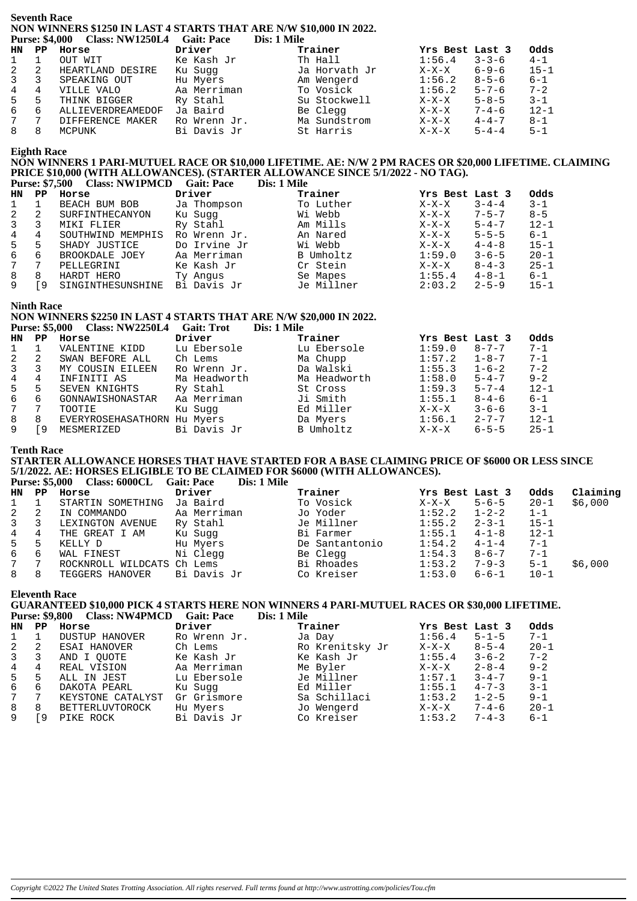## Seventh Race

**NON WINNERS $1250 IN LAST 4 STARTS THAT ARE N/W $10,000 IN 2022.**

**Purse: $4,000 Class: NW1250L4 Gait: Pace Dis: 1 Mile**

| HN | PP | Horse | Driver | Trainer | Yrs Best | Last 3 | Odds |
|---|---|---|---|---|---|---|---|
| 1 | 1 | OUT WIT | Ke Kash Jr | Th Hall | 1:56.4 | 3-3-6 | 4-1 |
| 2 | 2 | HEARTLAND DESIRE | Ku Sugg | Ja Horvath Jr | X-X-X | 6-9-6 | 15-1 |
| 3 | 3 | SPEAKING OUT | Hu Myers | Am Wengerd | 1:56.2 | 8-5-6 | 6-1 |
| 4 | 4 | VILLE VALO | Aa Merriman | To Vosick | 1:56.2 | 5-7-6 | 7-2 |
| 5 | 5 | THINK BIGGER | Ry Stahl | Su Stockwell | X-X-X | 5-8-5 | 3-1 |
| 6 | 6 | ALLIEVERDREAMEDOF | Ja Baird | Be Clegg | X-X-X | 7-4-6 | 12-1 |
| 7 | 7 | DIFFERENCE MAKER | Ro Wrenn Jr. | Ma Sundstrom | X-X-X | 4-4-7 | 8-1 |
| 8 | 8 | MCPUNK | Bi Davis Jr | St Harris | X-X-X | 5-4-4 | 5-1 |

## Eighth Race

**NON WINNERS 1 PARI-MUTUEL RACE OR $10,000 LIFETIME. AE: N/W 2 PM RACES OR $20,000 LIFETIME. CLAIMING PRICE $10,000 (WITH ALLOWANCES). (STARTER ALLOWANCE SINCE 5/1/2022 - NO TAG).**

**Purse: $7,500 Class: NW1PMCD Gait: Pace Dis: 1 Mile**

| HN | PP | Horse | Driver | Trainer | Yrs Best | Last 3 | Odds |
|---|---|---|---|---|---|---|---|
| 1 | 1 | BEACH BUM BOB | Ja Thompson | To Luther | X-X-X | 3-4-4 | 3-1 |
| 2 | 2 | SURFINTHECANYON | Ku Sugg | Wi Webb | X-X-X | 7-5-7 | 8-5 |
| 3 | 3 | MIKI FLIER | Ry Stahl | Am Mills | X-X-X | 5-4-7 | 12-1 |
| 4 | 4 | SOUTHWIND MEMPHIS | Ro Wrenn Jr. | An Nared | X-X-X | 5-5-5 | 6-1 |
| 5 | 5 | SHADY JUSTICE | Do Irvine Jr | Wi Webb | X-X-X | 4-4-8 | 15-1 |
| 6 | 6 | BROOKDALE JOEY | Aa Merriman | B Umholtz | 1:59.0 | 3-6-5 | 20-1 |
| 7 | 7 | PELLEGRINI | Ke Kash Jr | Cr Stein | X-X-X | 8-4-3 | 25-1 |
| 8 | 8 | HARDT HERO | Ty Angus | Se Mapes | 1:55.4 | 4-8-1 | 6-1 |
| 9 | [9 | SINGINTHESUNSHINE | Bi Davis Jr | Je Millner | 2:03.2 | 2-5-9 | 15-1 |

## Ninth Race

**NON WINNERS $2250 IN LAST 4 STARTS THAT ARE N/W $20,000 IN 2022.**

**Purse: $5,000 Class: NW2250L4 Gait: Trot Dis: 1 Mile**

| HN | PP | Horse | Driver | Trainer | Yrs Best | Last 3 | Odds |
|---|---|---|---|---|---|---|---|
| 1 | 1 | VALENTINE KIDD | Lu Ebersole | Lu Ebersole | 1:59.0 | 8-7-7 | 7-1 |
| 2 | 2 | SWAN BEFORE ALL | Ch Lems | Ma Chupp | 1:57.2 | 1-8-7 | 7-1 |
| 3 | 3 | MY COUSIN EILEEN | Ro Wrenn Jr. | Da Walski | 1:55.3 | 1-6-2 | 7-2 |
| 4 | 4 | INFINITI AS | Ma Headworth | Ma Headworth | 1:58.0 | 5-4-7 | 9-2 |
| 5 | 5 | SEVEN KNIGHTS | Ry Stahl | St Cross | 1:59.3 | 5-7-4 | 12-1 |
| 6 | 6 | GONNAWISHONASTAR | Aa Merriman | Ji Smith | 1:55.1 | 8-4-6 | 6-1 |
| 7 | 7 | TOOTIE | Ku Sugg | Ed Miller | X-X-X | 3-6-6 | 3-1 |
| 8 | 8 | EVERYROSEHASATHORN | Hu Myers | Da Myers | 1:56.1 | 2-7-7 | 12-1 |
| 9 | [9 | MESMERIZED | Bi Davis Jr | B Umholtz | X-X-X | 6-5-5 | 25-1 |

## Tenth Race

**STARTER ALLOWANCE HORSES THAT HAVE STARTED FOR A BASE CLAIMING PRICE OF $6000 OR LESS SINCE 5/1/2022. AE: HORSES ELIGIBLE TO BE CLAIMED FOR $6000 (WITH ALLOWANCES).**

**Purse: $5,000 Class: 6000CL Gait: Pace Dis: 1 Mile**

| HN | PP | Horse | Driver | Trainer | Yrs Best | Last 3 | Odds | Claiming |
|---|---|---|---|---|---|---|---|---|
| 1 | 1 | STARTIN SOMETHING | Ja Baird | To Vosick | X-X-X | 5-6-5 | 20-1 | $6,000 |
| 2 | 2 | IN COMMANDO | Aa Merriman | Jo Yoder | 1:52.2 | 1-2-2 | 1-1 | |
| 3 | 3 | LEXINGTON AVENUE | Ry Stahl | Je Millner | 1:55.2 | 2-3-1 | 15-1 | |
| 4 | 4 | THE GREAT I AM | Ku Sugg | Bi Farmer | 1:55.1 | 4-1-8 | 12-1 | |
| 5 | 5 | KELLY D | Hu Myers | De Santantonio | 1:54.2 | 4-1-4 | 7-1 | |
| 6 | 6 | WAL FINEST | Ni Clegg | Be Clegg | 1:54.3 | 8-6-7 | 7-1 | |
| 7 | 7 | ROCKNROLL WILDCATS | Ch Lems | Bi Rhoades | 1:53.2 | 7-9-3 | 5-1 | $6,000 |
| 8 | 8 | TEGGERS HANOVER | Bi Davis Jr | Co Kreiser | 1:53.0 | 6-6-1 | 10-1 | |

## Eleventh Race

**GUARANTEED $10,000 PICK 4 STARTS HERE NON WINNERS 4 PARI-MUTUEL RACES OR $30,000 LIFETIME.**

**Purse: $9,800 Class: NW4PMCD Gait: Pace Dis: 1 Mile**

| HN | PP | Horse | Driver | Trainer | Yrs Best | Last 3 | Odds |
|---|---|---|---|---|---|---|---|
| 1 | 1 | DUSTUP HANOVER | Ro Wrenn Jr. | Ja Day | 1:56.4 | 5-1-5 | 7-1 |
| 2 | 2 | ESAI HANOVER | Ch Lems | Ro Krenitsky Jr | X-X-X | 8-5-4 | 20-1 |
| 3 | 3 | AND I QUOTE | Ke Kash Jr | Ke Kash Jr | 1:55.4 | 3-6-2 | 7-2 |
| 4 | 4 | REAL VISION | Aa Merriman | Me Byler | X-X-X | 2-8-4 | 9-2 |
| 5 | 5 | ALL IN JEST | Lu Ebersole | Je Millner | 1:57.1 | 3-4-7 | 9-1 |
| 6 | 6 | DAKOTA PEARL | Ku Sugg | Ed Miller | 1:55.1 | 4-7-3 | 3-1 |
| 7 | 7 | KEYSTONE CATALYST | Gr Grismore | Sa Schillaci | 1:53.2 | 1-2-5 | 9-1 |
| 8 | 8 | BETTERLUVTOROCK | Hu Myers | Jo Wengerd | X-X-X | 7-4-6 | 20-1 |
| 9 | [9 | PIKE ROCK | Bi Davis Jr | Co Kreiser | 1:53.2 | 7-4-3 | 6-1 |

*Copyright ©2022 The United States Trotting Association. All rights reserved. Full terms found at http://www.ustrotting.com/policies/Tou.cfm*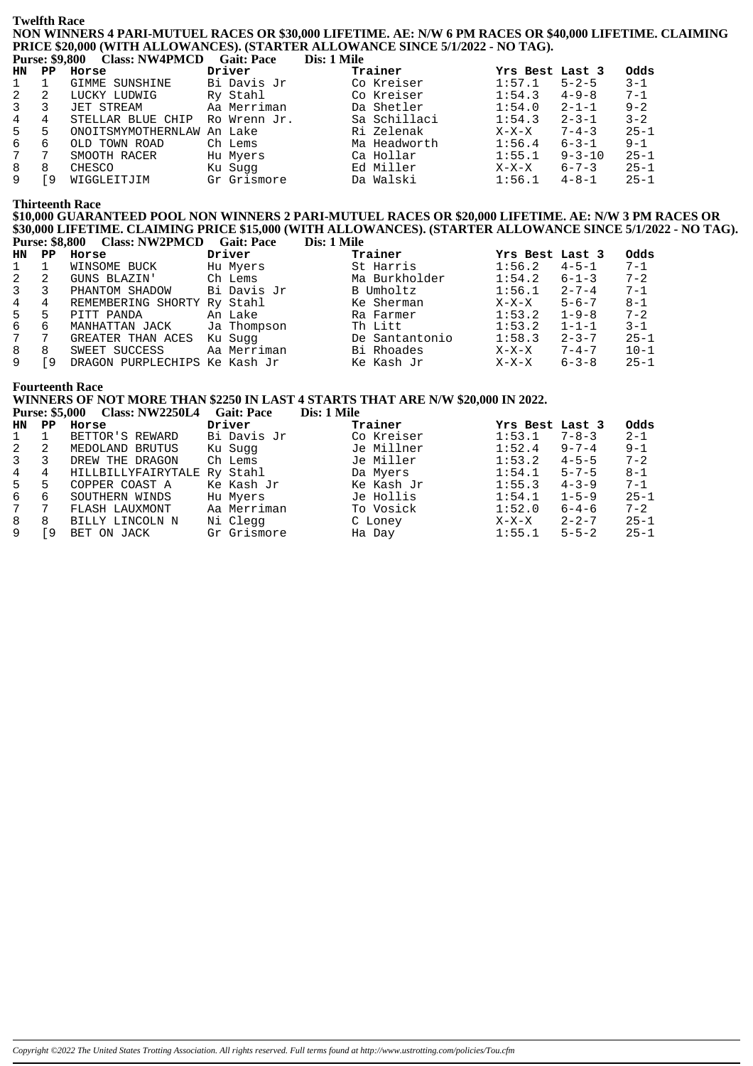## Twelfth Race

**NON WINNERS 4 PARI-MUTUEL RACES OR $30,000 LIFETIME. AE: N/W 6 PM RACES OR $40,000 LIFETIME. CLAIMING PRICE $20,000 (WITH ALLOWANCES). (STARTER ALLOWANCE SINCE 5/1/2022 - NO TAG).**

**Purse: $9,800 Class: NW4PMCD Gait: Pace Dis: 1 Mile**

| HN | PP | Horse | Driver | Trainer | Yrs Best | Last 3 | Odds |
|---|---|---|---|---|---|---|---|
| 1 | 1 | GIMME SUNSHINE | Bi Davis Jr | Co Kreiser | 1:57.1 | 5-2-5 | 3-1 |
| 2 | 2 | LUCKY LUDWIG | Ry Stahl | Co Kreiser | 1:54.3 | 4-9-8 | 7-1 |
| 3 | 3 | JET STREAM | Aa Merriman | Da Shetler | 1:54.0 | 2-1-1 | 9-2 |
| 4 | 4 | STELLAR BLUE CHIP | Ro Wrenn Jr. | Sa Schillaci | 1:54.3 | 2-3-1 | 3-2 |
| 5 | 5 | ONOITSMYMOTHERNLAW | An Lake | Ri Zelenak | X-X-X | 7-4-3 | 25-1 |
| 6 | 6 | OLD TOWN ROAD | Ch Lems | Ma Headworth | 1:56.4 | 6-3-1 | 9-1 |
| 7 | 7 | SMOOTH RACER | Hu Myers | Ca Hollar | 1:55.1 | 9-3-10 | 25-1 |
| 8 | 8 | CHESCO | Ku Sugg | Ed Miller | X-X-X | 6-7-3 | 25-1 |
| 9 | [9 | WIGGLEITJIM | Gr Grismore | Da Walski | 1:56.1 | 4-8-1 | 25-1 |

## Thirteenth Race

**$10,000 GUARANTEED POOL NON WINNERS 2 PARI-MUTUEL RACES OR $20,000 LIFETIME. AE: N/W 3 PM RACES OR $30,000 LIFETIME. CLAIMING PRICE $15,000 (WITH ALLOWANCES). (STARTER ALLOWANCE SINCE 5/1/2022 - NO TAG).**

**Purse: $8,800 Class: NW2PMCD Gait: Pace Dis: 1 Mile**

| HN | PP | Horse | Driver | Trainer | Yrs Best | Last 3 | Odds |
|---|---|---|---|---|---|---|---|
| 1 | 1 | WINSOME BUCK | Hu Myers | St Harris | 1:56.2 | 4-5-1 | 7-1 |
| 2 | 2 | GUNS BLAZIN' | Ch Lems | Ma Burkholder | 1:54.2 | 6-1-3 | 7-2 |
| 3 | 3 | PHANTOM SHADOW | Bi Davis Jr | B Umholtz | 1:56.1 | 2-7-4 | 7-1 |
| 4 | 4 | REMEMBERING SHORTY | Ry Stahl | Ke Sherman | X-X-X | 5-6-7 | 8-1 |
| 5 | 5 | PITT PANDA | An Lake | Ra Farmer | 1:53.2 | 1-9-8 | 7-2 |
| 6 | 6 | MANHATTAN JACK | Ja Thompson | Th Litt | 1:53.2 | 1-1-1 | 3-1 |
| 7 | 7 | GREATER THAN ACES | Ku Sugg | De Santantonio | 1:58.3 | 2-3-7 | 25-1 |
| 8 | 8 | SWEET SUCCESS | Aa Merriman | Bi Rhoades | X-X-X | 7-4-7 | 10-1 |
| 9 | [9 | DRAGON PURPLECHIPS | Ke Kash Jr | Ke Kash Jr | X-X-X | 6-3-8 | 25-1 |

## Fourteenth Race

**WINNERS OF NOT MORE THAN $2250 IN LAST 4 STARTS THAT ARE N/W $20,000 IN 2022.**

**Purse: $5,000 Class: NW2250L4 Gait: Pace Dis: 1 Mile**

| HN | PP | Horse | Driver | Trainer | Yrs Best | Last 3 | Odds |
|---|---|---|---|---|---|---|---|
| 1 | 1 | BETTOR'S REWARD | Bi Davis Jr | Co Kreiser | 1:53.1 | 7-8-3 | 2-1 |
| 2 | 2 | MEDOLAND BRUTUS | Ku Sugg | Je Millner | 1:52.4 | 9-7-4 | 9-1 |
| 3 | 3 | DREW THE DRAGON | Ch Lems | Je Miller | 1:53.2 | 4-5-5 | 7-2 |
| 4 | 4 | HILLBILLYFAIRYTALE | Ry Stahl | Da Myers | 1:54.1 | 5-7-5 | 8-1 |
| 5 | 5 | COPPER COAST A | Ke Kash Jr | Ke Kash Jr | 1:55.3 | 4-3-9 | 7-1 |
| 6 | 6 | SOUTHERN WINDS | Hu Myers | Je Hollis | 1:54.1 | 1-5-9 | 25-1 |
| 7 | 7 | FLASH LAUXMONT | Aa Merriman | To Vosick | 1:52.0 | 6-4-6 | 7-2 |
| 8 | 8 | BILLY LINCOLN N | Ni Clegg | C Loney | X-X-X | 2-2-7 | 25-1 |
| 9 | [9 | BET ON JACK | Gr Grismore | Ha Day | 1:55.1 | 5-5-2 | 25-1 |

*Copyright ©2022 The United States Trotting Association. All rights reserved. Full terms found at http://www.ustrotting.com/policies/Tou.cfm*